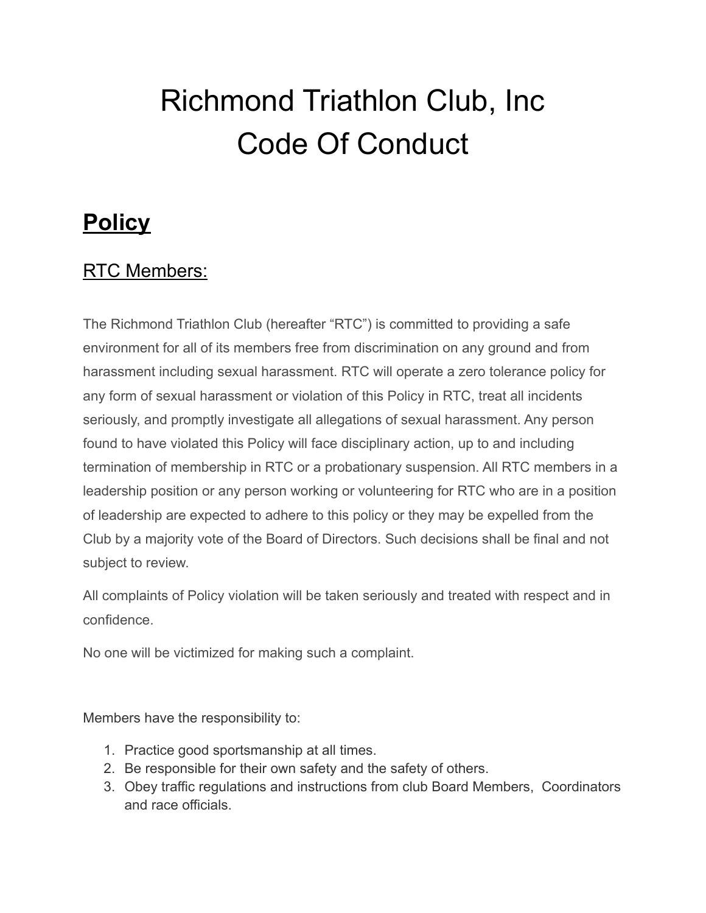# Richmond Triathlon Club, Inc
# Code Of Conduct

## **Policy**

### RTC Members:

The Richmond Triathlon Club (hereafter "RTC") is committed to providing a safe environment for all of its members free from discrimination on any ground and from harassment including sexual harassment. RTC will operate a zero tolerance policy for any form of sexual harassment or violation of this Policy in RTC, treat all incidents seriously, and promptly investigate all allegations of sexual harassment. Any person found to have violated this Policy will face disciplinary action, up to and including termination of membership in RTC or a probationary suspension. All RTC members in a leadership position or any person working or volunteering for RTC who are in a position of leadership are expected to adhere to this policy or they may be expelled from the Club by a majority vote of the Board of Directors. Such decisions shall be final and not subject to review.

All complaints of Policy violation will be taken seriously and treated with respect and in confidence.

No one will be victimized for making such a complaint.

Members have the responsibility to:

1. Practice good sportsmanship at all times.
2. Be responsible for their own safety and the safety of others.
3. Obey traffic regulations and instructions from club Board Members, Coordinators and race officials.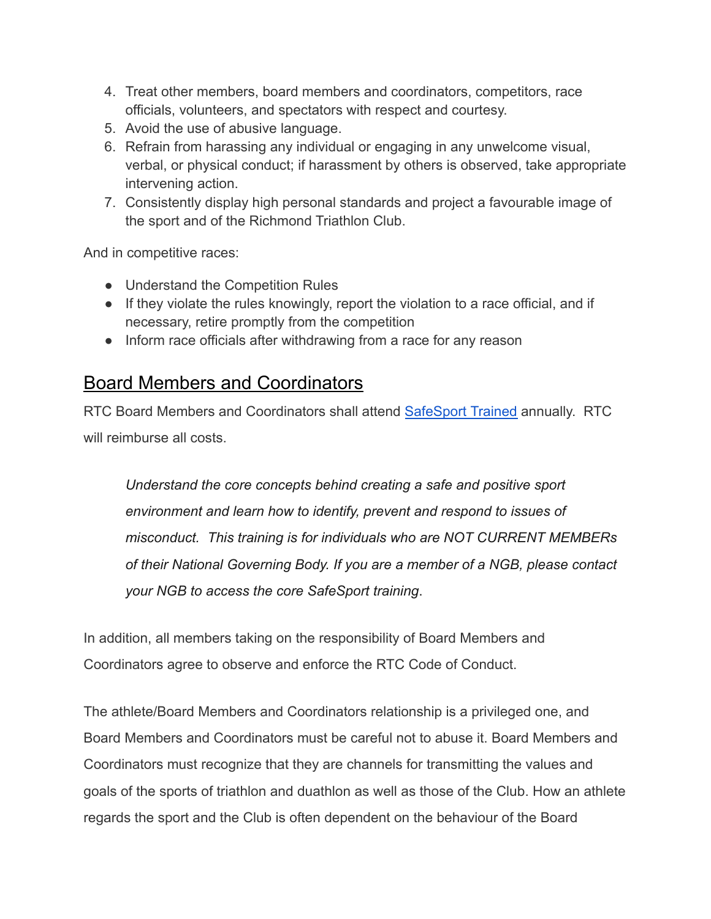4. Treat other members, board members and coordinators, competitors, race officials, volunteers, and spectators with respect and courtesy.
5. Avoid the use of abusive language.
6. Refrain from harassing any individual or engaging in any unwelcome visual, verbal, or physical conduct; if harassment by others is observed, take appropriate intervening action.
7. Consistently display high personal standards and project a favourable image of the sport and of the Richmond Triathlon Club.

And in competitive races:

- Understand the Competition Rules
- If they violate the rules knowingly, report the violation to a race official, and if necessary, retire promptly from the competition
- Inform race officials after withdrawing from a race for any reason

## Board Members and Coordinators

RTC Board Members and Coordinators shall attend [SafeSport Trained]() annually.  RTC will reimburse all costs.

> *Understand the core concepts behind creating a safe and positive sport environment and learn how to identify, prevent and respond to issues of misconduct.  This training is for individuals who are NOT CURRENT MEMBERs of their National Governing Body. If you are a member of a NGB, please contact your NGB to access the core SafeSport training*.

In addition, all members taking on the responsibility of Board Members and Coordinators agree to observe and enforce the RTC Code of Conduct.

The athlete/Board Members and Coordinators relationship is a privileged one, and Board Members and Coordinators must be careful not to abuse it. Board Members and Coordinators must recognize that they are channels for transmitting the values and goals of the sports of triathlon and duathlon as well as those of the Club. How an athlete regards the sport and the Club is often dependent on the behaviour of the Board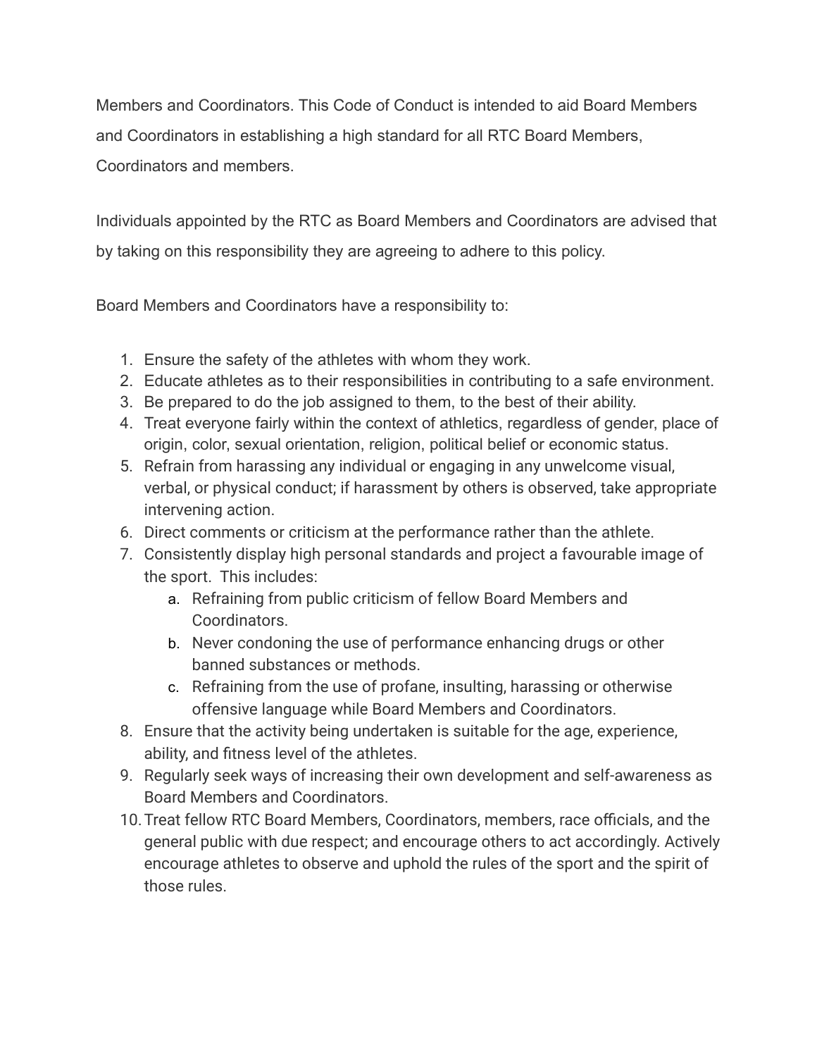Members and Coordinators. This Code of Conduct is intended to aid Board Members and Coordinators in establishing a high standard for all RTC Board Members, Coordinators and members.

Individuals appointed by the RTC as Board Members and Coordinators are advised that by taking on this responsibility they are agreeing to adhere to this policy.

Board Members and Coordinators have a responsibility to:

1. Ensure the safety of the athletes with whom they work.
2. Educate athletes as to their responsibilities in contributing to a safe environment.
3. Be prepared to do the job assigned to them, to the best of their ability.
4. Treat everyone fairly within the context of athletics, regardless of gender, place of origin, color, sexual orientation, religion, political belief or economic status.
5. Refrain from harassing any individual or engaging in any unwelcome visual, verbal, or physical conduct; if harassment by others is observed, take appropriate intervening action.
6. Direct comments or criticism at the performance rather than the athlete.
7. Consistently display high personal standards and project a favourable image of the sport. This includes:
    a. Refraining from public criticism of fellow Board Members and Coordinators.
    b. Never condoning the use of performance enhancing drugs or other banned substances or methods.
    c. Refraining from the use of profane, insulting, harassing or otherwise offensive language while Board Members and Coordinators.
8. Ensure that the activity being undertaken is suitable for the age, experience, ability, and fitness level of the athletes.
9. Regularly seek ways of increasing their own development and self-awareness as Board Members and Coordinators.
10. Treat fellow RTC Board Members, Coordinators, members, race officials, and the general public with due respect; and encourage others to act accordingly. Actively encourage athletes to observe and uphold the rules of the sport and the spirit of those rules.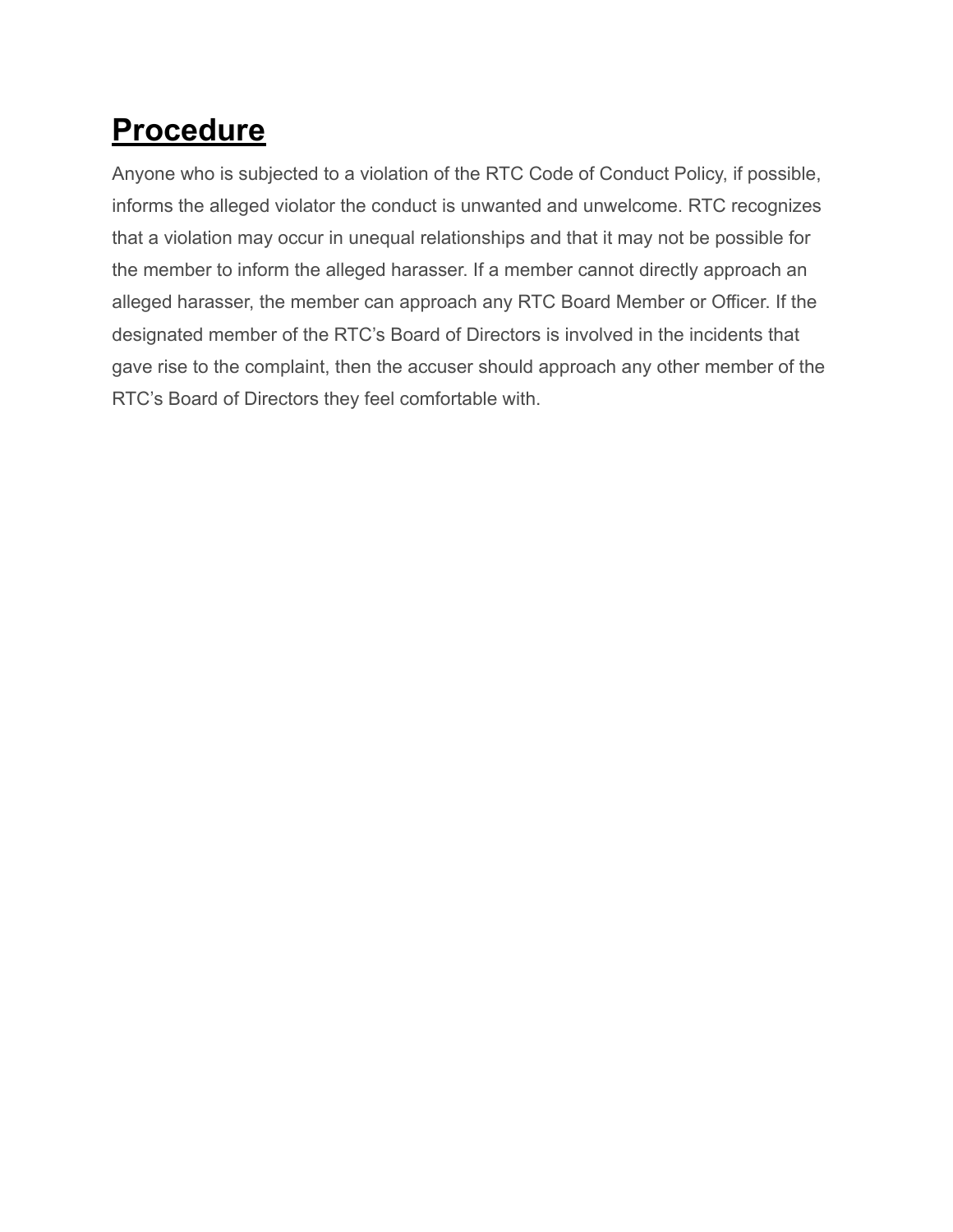# **Procedure**

Anyone who is subjected to a violation of the RTC Code of Conduct Policy, if possible, informs the alleged violator the conduct is unwanted and unwelcome. RTC recognizes that a violation may occur in unequal relationships and that it may not be possible for the member to inform the alleged harasser. If a member cannot directly approach an alleged harasser, the member can approach any RTC Board Member or Officer. If the designated member of the RTC's Board of Directors is involved in the incidents that gave rise to the complaint, then the accuser should approach any other member of the RTC's Board of Directors they feel comfortable with.